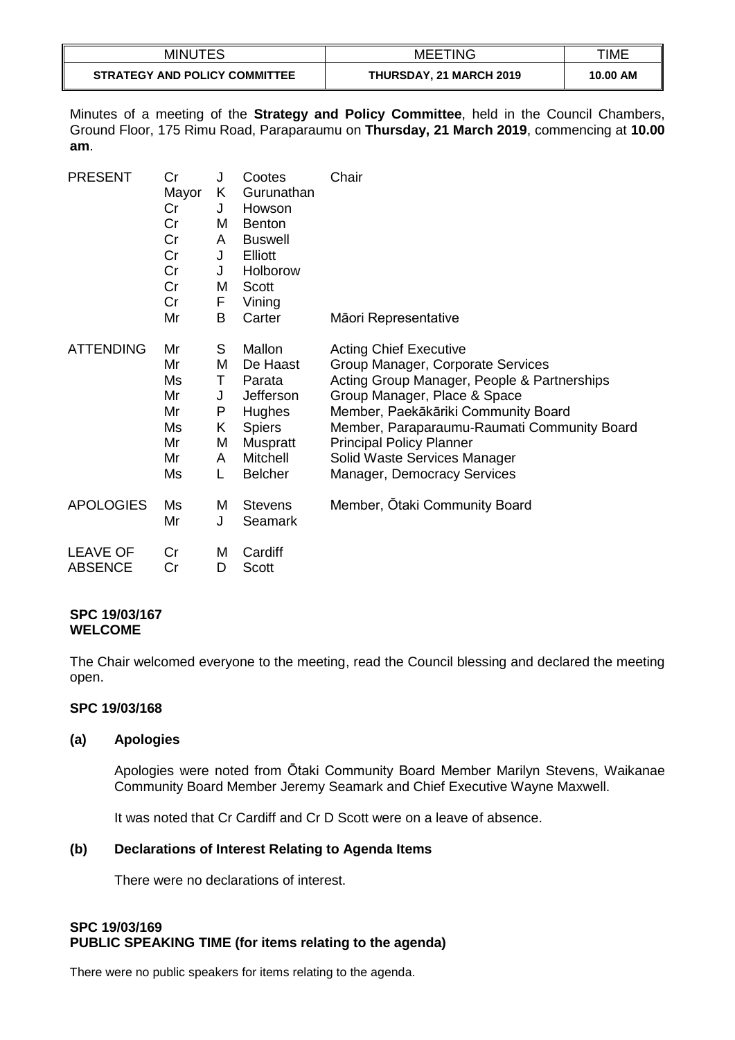| MINUTES | MEETING | TIME |
|---|---|---|
| **STRATEGY AND POLICY COMMITTEE** | **THURSDAY, 21 MARCH 2019** | **10.00 AM** |

Minutes of a meeting of the **Strategy and Policy Committee**, held in the Council Chambers, Ground Floor, 175 Rimu Road, Paraparaumu on **Thursday, 21 March 2019**, commencing at **10.00 am**.

| | | | | |
|---|---|---|---|---|
| PRESENT | Cr | J | Cootes | Chair |
| | Mayor | K | Gurunathan | |
| | Cr | J | Howson | |
| | Cr | M | Benton | |
| | Cr | A | Buswell | |
| | Cr | J | Elliott | |
| | Cr | J | Holborow | |
| | Cr | M | Scott | |
| | Cr | F | Vining | |
| | Mr | B | Carter | Māori Representative |
| ATTENDING | Mr | S | Mallon | Acting Chief Executive |
| | Mr | M | De Haast | Group Manager, Corporate Services |
| | Ms | T | Parata | Acting Group Manager, People & Partnerships |
| | Mr | J | Jefferson | Group Manager, Place & Space |
| | Mr | P | Hughes | Member, Paekākāriki Community Board |
| | Ms | K | Spiers | Member, Paraparaumu-Raumati Community Board |
| | Mr | M | Muspratt | Principal Policy Planner |
| | Mr | A | Mitchell | Solid Waste Services Manager |
| | Ms | L | Belcher | Manager, Democracy Services |
| APOLOGIES | Ms | M | Stevens | Member, Ōtaki Community Board |
| | Mr | J | Seamark | |
| LEAVE OF ABSENCE | Cr | M | Cardiff | |
| | Cr | D | Scott | |

**SPC 19/03/167**
**WELCOME**

The Chair welcomed everyone to the meeting, read the Council blessing and declared the meeting open.

**SPC 19/03/168**

**(a) Apologies**

Apologies were noted from Ōtaki Community Board Member Marilyn Stevens, Waikanae Community Board Member Jeremy Seamark and Chief Executive Wayne Maxwell.

It was noted that Cr Cardiff and Cr D Scott were on a leave of absence.

**(b) Declarations of Interest Relating to Agenda Items**

There were no declarations of interest.

**SPC 19/03/169**
**PUBLIC SPEAKING TIME (for items relating to the agenda)**

There were no public speakers for items relating to the agenda.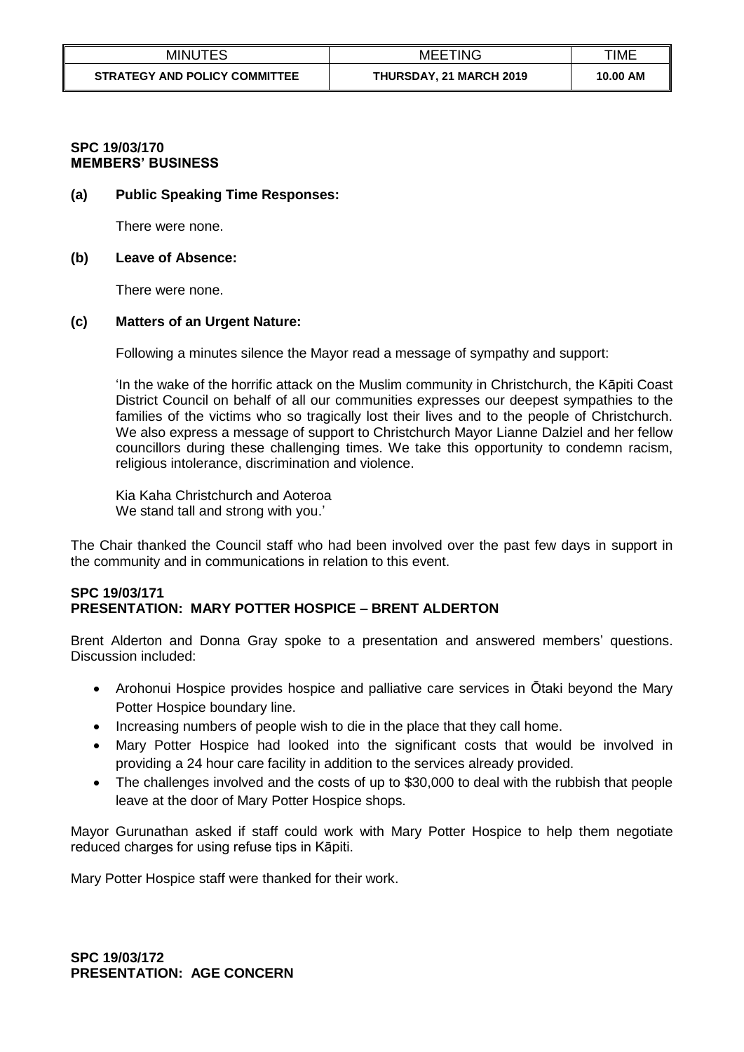**SPC 19/03/170**
**MEMBERS' BUSINESS**

**(a) Public Speaking Time Responses:**

There were none.

**(b) Leave of Absence:**

There were none.

**(c) Matters of an Urgent Nature:**

Following a minutes silence the Mayor read a message of sympathy and support:

'In the wake of the horrific attack on the Muslim community in Christchurch, the Kāpiti Coast District Council on behalf of all our communities expresses our deepest sympathies to the families of the victims who so tragically lost their lives and to the people of Christchurch. We also express a message of support to Christchurch Mayor Lianne Dalziel and her fellow councillors during these challenging times. We take this opportunity to condemn racism, religious intolerance, discrimination and violence.

Kia Kaha Christchurch and Aoteroa
We stand tall and strong with you.'

The Chair thanked the Council staff who had been involved over the past few days in support in the community and in communications in relation to this event.

**SPC 19/03/171**
**PRESENTATION: MARY POTTER HOSPICE – BRENT ALDERTON**

Brent Alderton and Donna Gray spoke to a presentation and answered members' questions. Discussion included:

- Arohonui Hospice provides hospice and palliative care services in Ōtaki beyond the Mary Potter Hospice boundary line.
- Increasing numbers of people wish to die in the place that they call home.
- Mary Potter Hospice had looked into the significant costs that would be involved in providing a 24 hour care facility in addition to the services already provided.
- The challenges involved and the costs of up to $30,000 to deal with the rubbish that people leave at the door of Mary Potter Hospice shops.

Mayor Gurunathan asked if staff could work with Mary Potter Hospice to help them negotiate reduced charges for using refuse tips in Kāpiti.

Mary Potter Hospice staff were thanked for their work.

**SPC 19/03/172**
**PRESENTATION: AGE CONCERN**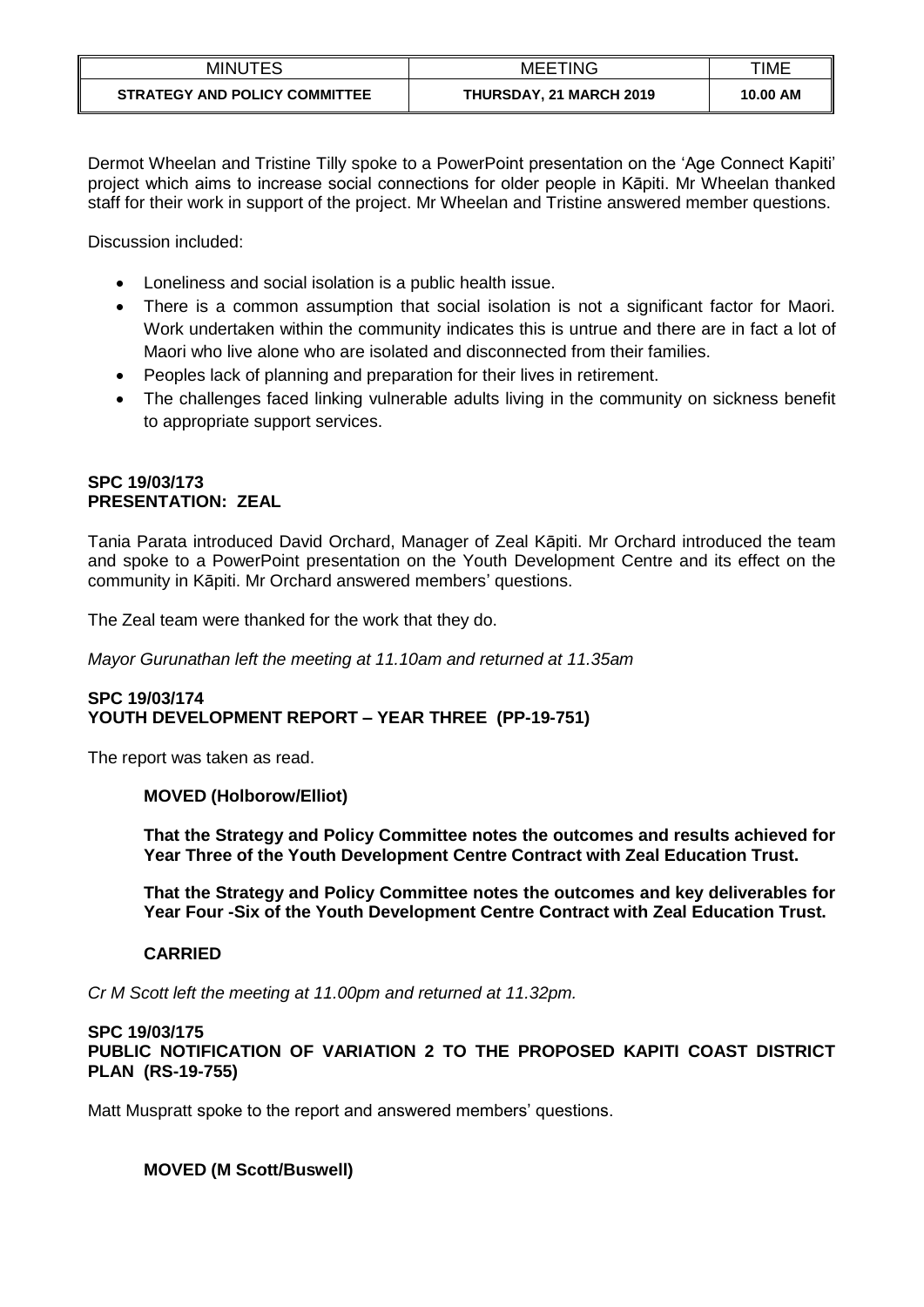Dermot Wheelan and Tristine Tilly spoke to a PowerPoint presentation on the 'Age Connect Kapiti' project which aims to increase social connections for older people in Kāpiti. Mr Wheelan thanked staff for their work in support of the project. Mr Wheelan and Tristine answered member questions.

Discussion included:

- Loneliness and social isolation is a public health issue.
- There is a common assumption that social isolation is not a significant factor for Maori. Work undertaken within the community indicates this is untrue and there are in fact a lot of Maori who live alone who are isolated and disconnected from their families.
- Peoples lack of planning and preparation for their lives in retirement.
- The challenges faced linking vulnerable adults living in the community on sickness benefit to appropriate support services.

**SPC 19/03/173**
**PRESENTATION: ZEAL**

Tania Parata introduced David Orchard, Manager of Zeal Kāpiti. Mr Orchard introduced the team and spoke to a PowerPoint presentation on the Youth Development Centre and its effect on the community in Kāpiti. Mr Orchard answered members' questions.

The Zeal team were thanked for the work that they do.

*Mayor Gurunathan left the meeting at 11.10am and returned at 11.35am*

**SPC 19/03/174**
**YOUTH DEVELOPMENT REPORT – YEAR THREE (PP-19-751)**

The report was taken as read.

**MOVED (Holborow/Elliot)**

**That the Strategy and Policy Committee notes the outcomes and results achieved for Year Three of the Youth Development Centre Contract with Zeal Education Trust.**

**That the Strategy and Policy Committee notes the outcomes and key deliverables for Year Four -Six of the Youth Development Centre Contract with Zeal Education Trust.**

**CARRIED**

*Cr M Scott left the meeting at 11.00pm and returned at 11.32pm.*

**SPC 19/03/175**
**PUBLIC NOTIFICATION OF VARIATION 2 TO THE PROPOSED KAPITI COAST DISTRICT PLAN (RS-19-755)**

Matt Muspratt spoke to the report and answered members' questions.

**MOVED (M Scott/Buswell)**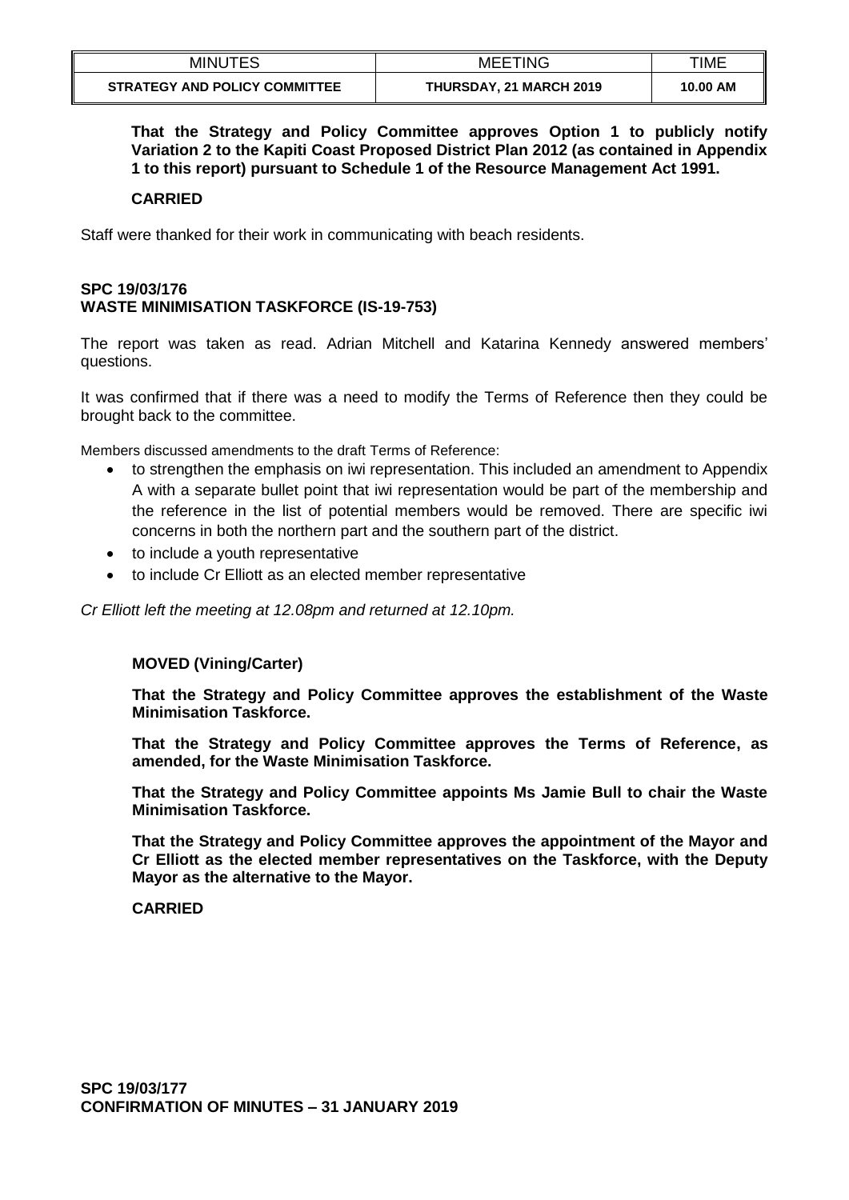**That the Strategy and Policy Committee approves Option 1 to publicly notify Variation 2 to the Kapiti Coast Proposed District Plan 2012 (as contained in Appendix 1 to this report) pursuant to Schedule 1 of the Resource Management Act 1991.**

**CARRIED**

Staff were thanked for their work in communicating with beach residents.

**SPC 19/03/176**
**WASTE MINIMISATION TASKFORCE (IS-19-753)**

The report was taken as read. Adrian Mitchell and Katarina Kennedy answered members' questions.

It was confirmed that if there was a need to modify the Terms of Reference then they could be brought back to the committee.

Members discussed amendments to the draft Terms of Reference:

- to strengthen the emphasis on iwi representation. This included an amendment to Appendix A with a separate bullet point that iwi representation would be part of the membership and the reference in the list of potential members would be removed. There are specific iwi concerns in both the northern part and the southern part of the district.
- to include a youth representative
- to include Cr Elliott as an elected member representative

*Cr Elliott left the meeting at 12.08pm and returned at 12.10pm.*

**MOVED (Vining/Carter)**

**That the Strategy and Policy Committee approves the establishment of the Waste Minimisation Taskforce.**

**That the Strategy and Policy Committee approves the Terms of Reference, as amended, for the Waste Minimisation Taskforce.**

**That the Strategy and Policy Committee appoints Ms Jamie Bull to chair the Waste Minimisation Taskforce.**

**That the Strategy and Policy Committee approves the appointment of the Mayor and Cr Elliott as the elected member representatives on the Taskforce, with the Deputy Mayor as the alternative to the Mayor.**

**CARRIED**

**SPC 19/03/177**
**CONFIRMATION OF MINUTES – 31 JANUARY 2019**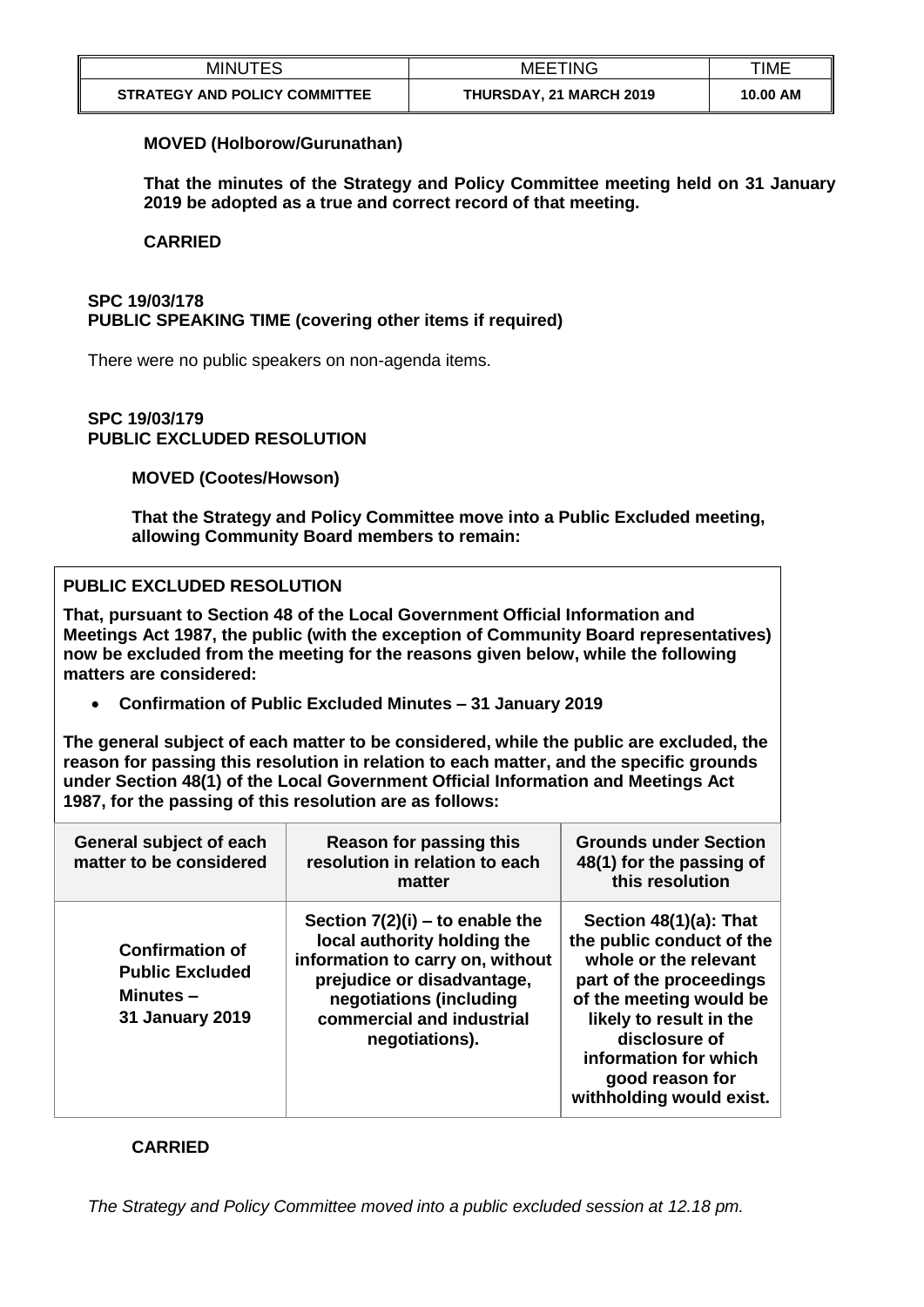**MOVED (Holborow/Gurunathan)**

**That the minutes of the Strategy and Policy Committee meeting held on 31 January 2019 be adopted as a true and correct record of that meeting.**

**CARRIED**

**SPC 19/03/178**
**PUBLIC SPEAKING TIME (covering other items if required)**

There were no public speakers on non-agenda items.

**SPC 19/03/179**
**PUBLIC EXCLUDED RESOLUTION**

**MOVED (Cootes/Howson)**

**That the Strategy and Policy Committee move into a Public Excluded meeting, allowing Community Board members to remain:**

**PUBLIC EXCLUDED RESOLUTION**

**That, pursuant to Section 48 of the Local Government Official Information and Meetings Act 1987, the public (with the exception of Community Board representatives) now be excluded from the meeting for the reasons given below, while the following matters are considered:**

- **Confirmation of Public Excluded Minutes – 31 January 2019**

**The general subject of each matter to be considered, while the public are excluded, the reason for passing this resolution in relation to each matter, and the specific grounds under Section 48(1) of the Local Government Official Information and Meetings Act 1987, for the passing of this resolution are as follows:**

| General subject of each matter to be considered | Reason for passing this resolution in relation to each matter | Grounds under Section 48(1) for the passing of this resolution |
|---|---|---|
| **Confirmation of Public Excluded Minutes – 31 January 2019** | **Section 7(2)(i) – to enable the local authority holding the information to carry on, without prejudice or disadvantage, negotiations (including commercial and industrial negotiations).** | **Section 48(1)(a): That the public conduct of the whole or the relevant part of the proceedings of the meeting would be likely to result in the disclosure of information for which good reason for withholding would exist.** |

**CARRIED**

*The Strategy and Policy Committee moved into a public excluded session at 12.18 pm.*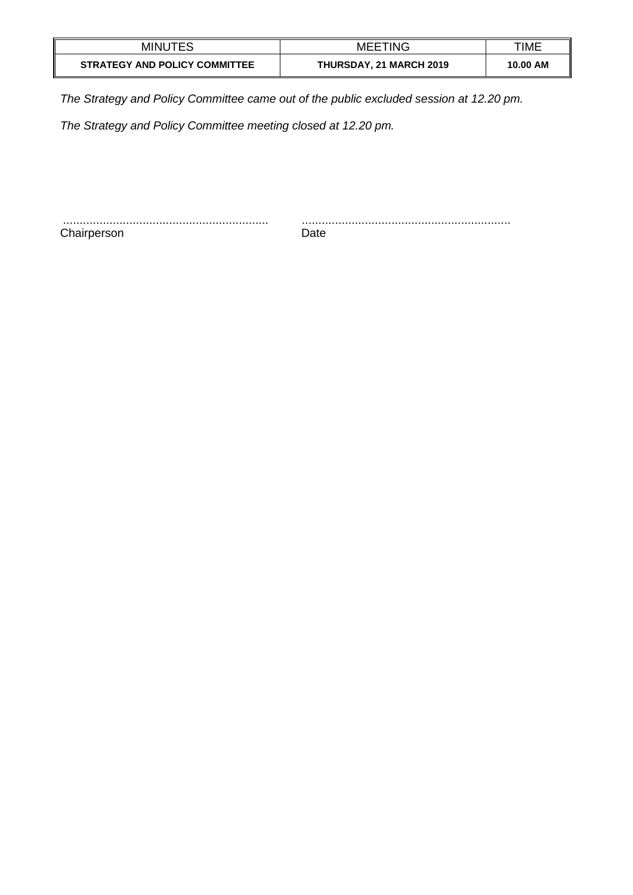*The Strategy and Policy Committee came out of the public excluded session at 12.20 pm.*

*The Strategy and Policy Committee meeting closed at 12.20 pm.*

............................................................ ............................................................

Chairperson Date